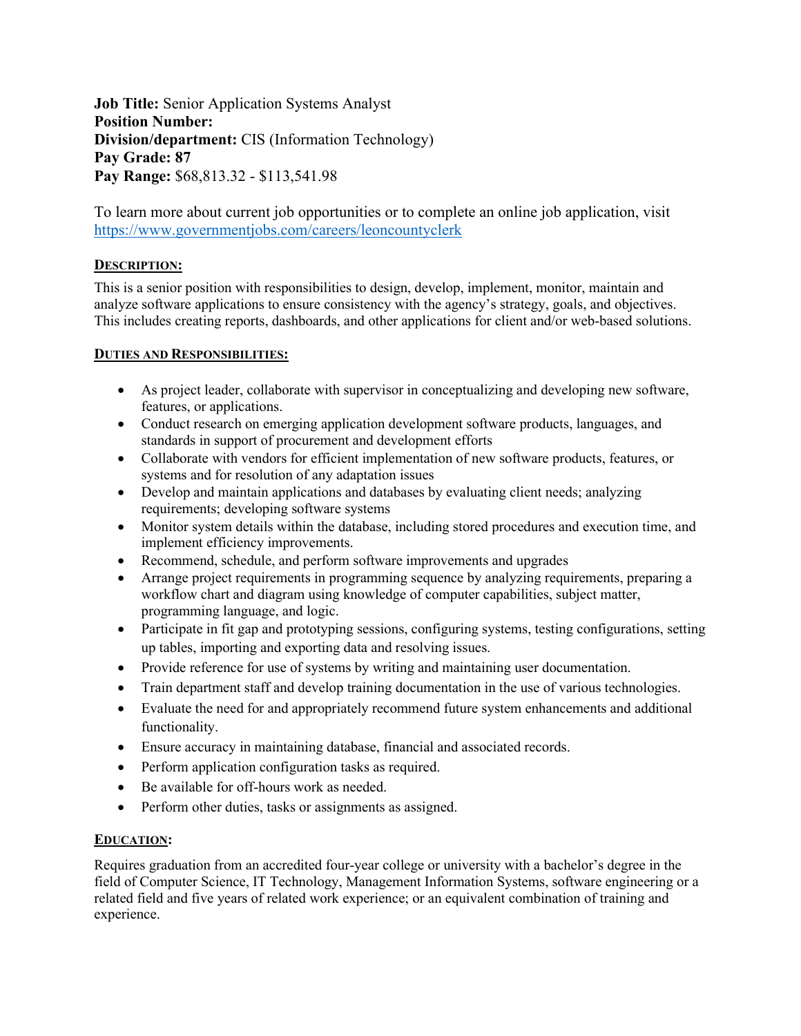**Job Title:** Senior Application Systems Analyst
**Position Number:**
**Division/department:** CIS (Information Technology)
**Pay Grade: 87**
**Pay Range:** $68,813.32 - $113,541.98

To learn more about current job opportunities or to complete an online job application, visit https://www.governmentjobs.com/careers/leoncountyclerk

## DESCRIPTION:

This is a senior position with responsibilities to design, develop, implement, monitor, maintain and analyze software applications to ensure consistency with the agency's strategy, goals, and objectives. This includes creating reports, dashboards, and other applications for client and/or web-based solutions.

## DUTIES AND RESPONSIBILITIES:

- As project leader, collaborate with supervisor in conceptualizing and developing new software, features, or applications.
- Conduct research on emerging application development software products, languages, and standards in support of procurement and development efforts
- Collaborate with vendors for efficient implementation of new software products, features, or systems and for resolution of any adaptation issues
- Develop and maintain applications and databases by evaluating client needs; analyzing requirements; developing software systems
- Monitor system details within the database, including stored procedures and execution time, and implement efficiency improvements.
- Recommend, schedule, and perform software improvements and upgrades
- Arrange project requirements in programming sequence by analyzing requirements, preparing a workflow chart and diagram using knowledge of computer capabilities, subject matter, programming language, and logic.
- Participate in fit gap and prototyping sessions, configuring systems, testing configurations, setting up tables, importing and exporting data and resolving issues.
- Provide reference for use of systems by writing and maintaining user documentation.
- Train department staff and develop training documentation in the use of various technologies.
- Evaluate the need for and appropriately recommend future system enhancements and additional functionality.
- Ensure accuracy in maintaining database, financial and associated records.
- Perform application configuration tasks as required.
- Be available for off-hours work as needed.
- Perform other duties, tasks or assignments as assigned.

## EDUCATION:

Requires graduation from an accredited four-year college or university with a bachelor's degree in the field of Computer Science, IT Technology, Management Information Systems, software engineering or a related field and five years of related work experience; or an equivalent combination of training and experience.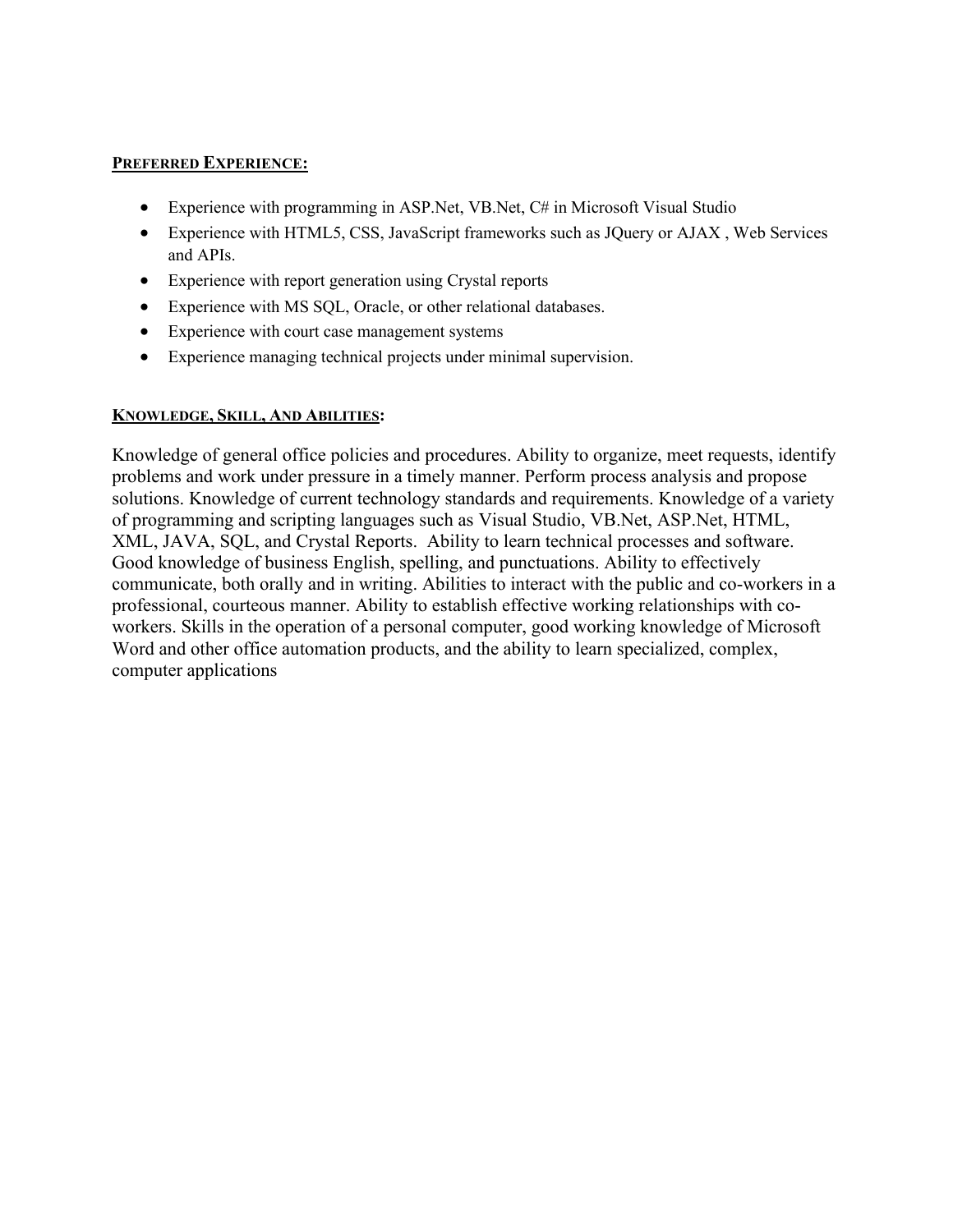**PREFERRED EXPERIENCE:**

- Experience with programming in ASP.Net, VB.Net, C# in Microsoft Visual Studio
- Experience with HTML5, CSS, JavaScript frameworks such as JQuery or AJAX , Web Services and APIs.
- Experience with report generation using Crystal reports
- Experience with MS SQL, Oracle, or other relational databases.
- Experience with court case management systems
- Experience managing technical projects under minimal supervision.

**KNOWLEDGE, SKILL, AND ABILITIES:**

Knowledge of general office policies and procedures. Ability to organize, meet requests, identify problems and work under pressure in a timely manner. Perform process analysis and propose solutions. Knowledge of current technology standards and requirements. Knowledge of a variety of programming and scripting languages such as Visual Studio, VB.Net, ASP.Net, HTML, XML, JAVA, SQL, and Crystal Reports. Ability to learn technical processes and software. Good knowledge of business English, spelling, and punctuations. Ability to effectively communicate, both orally and in writing. Abilities to interact with the public and co-workers in a professional, courteous manner. Ability to establish effective working relationships with co-workers. Skills in the operation of a personal computer, good working knowledge of Microsoft Word and other office automation products, and the ability to learn specialized, complex, computer applications